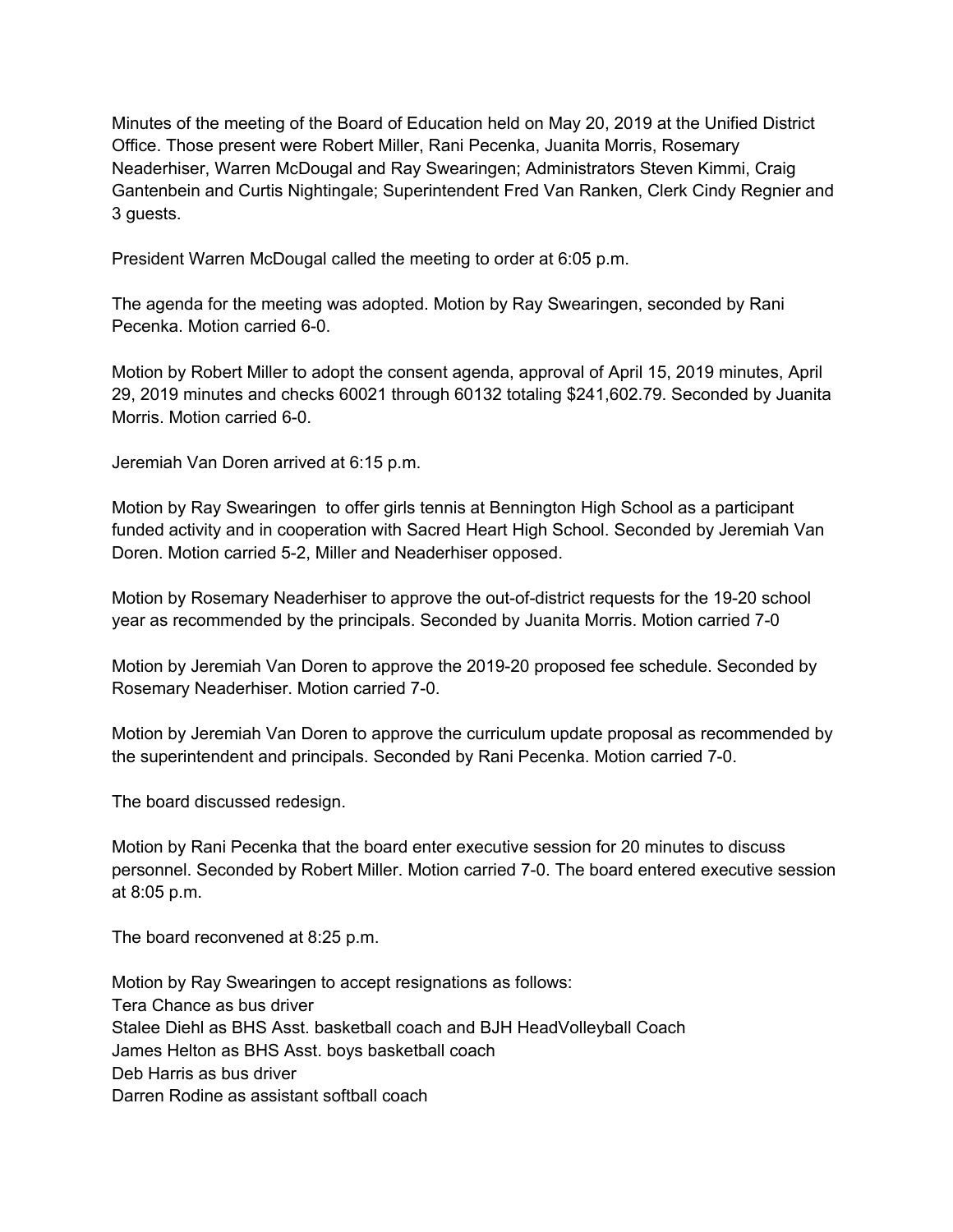Minutes of the meeting of the Board of Education held on May 20, 2019 at the Unified District Office. Those present were Robert Miller, Rani Pecenka, Juanita Morris, Rosemary Neaderhiser, Warren McDougal and Ray Swearingen; Administrators Steven Kimmi, Craig Gantenbein and Curtis Nightingale; Superintendent Fred Van Ranken, Clerk Cindy Regnier and 3 guests.

President Warren McDougal called the meeting to order at 6:05 p.m.

The agenda for the meeting was adopted. Motion by Ray Swearingen, seconded by Rani Pecenka. Motion carried 6-0.

Motion by Robert Miller to adopt the consent agenda, approval of April 15, 2019 minutes, April 29, 2019 minutes and checks 60021 through 60132 totaling $241,602.79. Seconded by Juanita Morris. Motion carried 6-0.

Jeremiah Van Doren arrived at 6:15 p.m.

Motion by Ray Swearingen to offer girls tennis at Bennington High School as a participant funded activity and in cooperation with Sacred Heart High School. Seconded by Jeremiah Van Doren. Motion carried 5-2, Miller and Neaderhiser opposed.

Motion by Rosemary Neaderhiser to approve the out-of-district requests for the 19-20 school year as recommended by the principals. Seconded by Juanita Morris. Motion carried 7-0

Motion by Jeremiah Van Doren to approve the 2019-20 proposed fee schedule. Seconded by Rosemary Neaderhiser. Motion carried 7-0.

Motion by Jeremiah Van Doren to approve the curriculum update proposal as recommended by the superintendent and principals. Seconded by Rani Pecenka. Motion carried 7-0.

The board discussed redesign.

Motion by Rani Pecenka that the board enter executive session for 20 minutes to discuss personnel. Seconded by Robert Miller. Motion carried 7-0. The board entered executive session at 8:05 p.m.

The board reconvened at 8:25 p.m.

Motion by Ray Swearingen to accept resignations as follows:
Tera Chance as bus driver
Stalee Diehl as BHS Asst. basketball coach and BJH HeadVolleyball Coach
James Helton as BHS Asst. boys basketball coach
Deb Harris as bus driver
Darren Rodine as assistant softball coach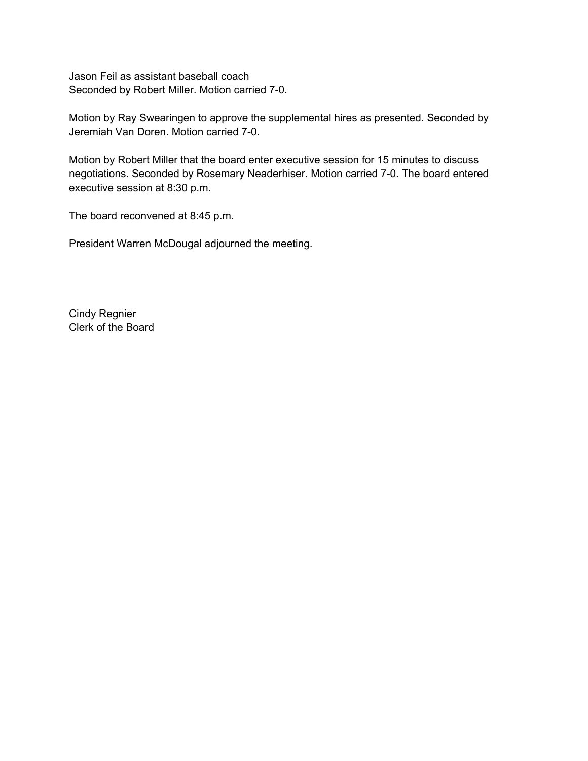Jason Feil as assistant baseball coach
Seconded by Robert Miller. Motion carried 7-0.

Motion by Ray Swearingen to approve the supplemental hires as presented. Seconded by Jeremiah Van Doren. Motion carried 7-0.

Motion by Robert Miller that the board enter executive session for 15 minutes to discuss negotiations. Seconded by Rosemary Neaderhiser. Motion carried 7-0. The board entered executive session at 8:30 p.m.

The board reconvened at 8:45 p.m.

President Warren McDougal adjourned the meeting.

Cindy Regnier
Clerk of the Board